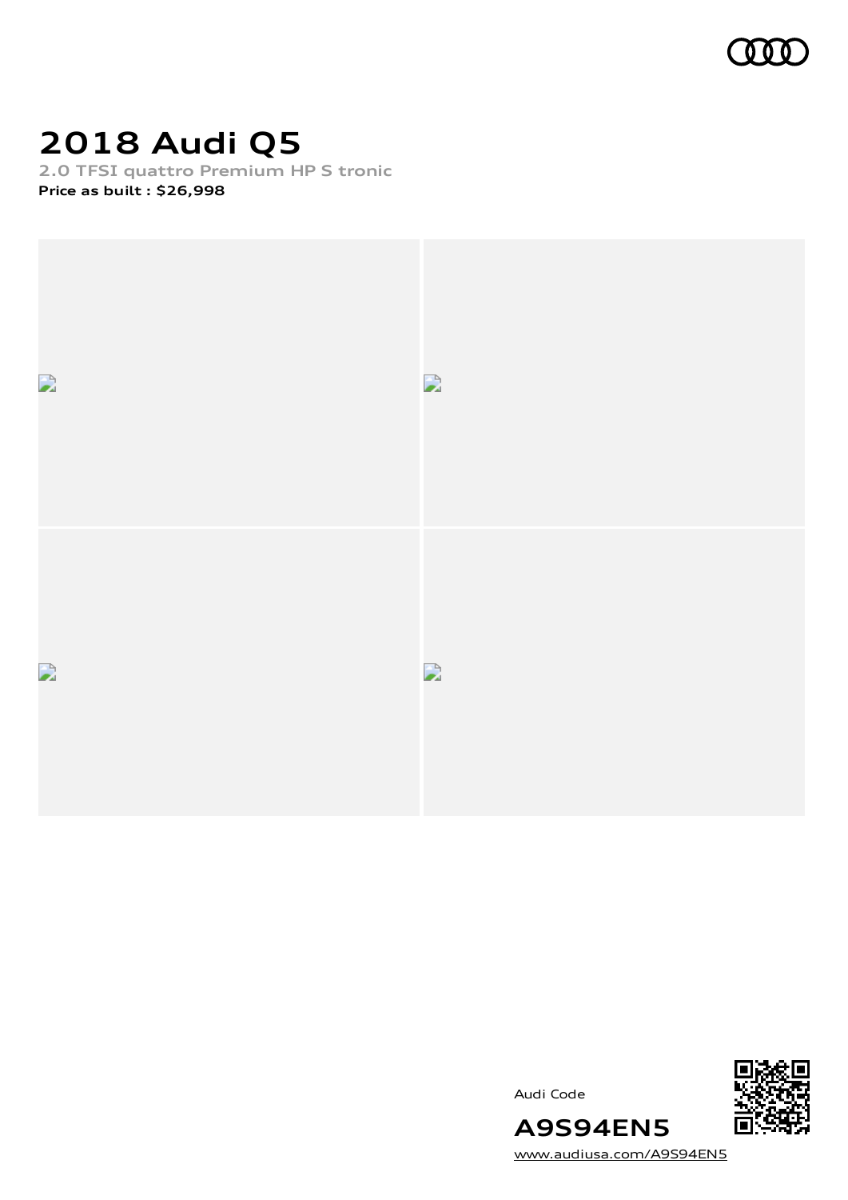# 2018 Audi Q5

2.0 TFSI quattro Premium HP S tronic

**Price as built : $26,998**

Audi Code

**A9S94EN5**

www.audiusa.com/A9S94EN5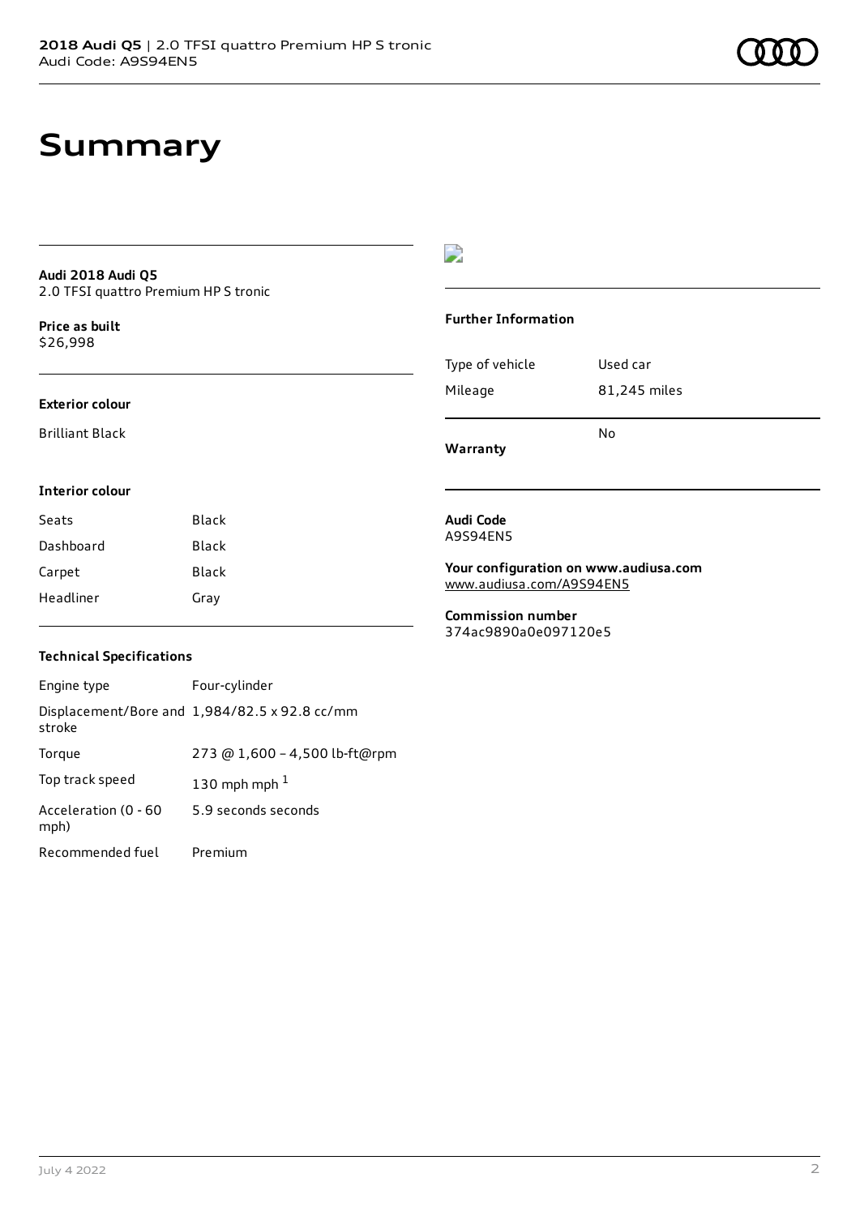# Summary

**Audi 2018 Audi Q5**
2.0 TFSI quattro Premium HP S tronic

**Price as built**
$26,998

### Exterior colour

Brilliant Black

### Interior colour

| | |
|---|---|
| Seats | Black |
| Dashboard | Black |
| Carpet | Black |
| Headliner | Gray |

### Technical Specifications

| | |
|---|---|
| Engine type | Four-cylinder |
| Displacement/Bore and stroke | 1,984/82.5 x 92.8 cc/mm |
| Torque | 273 @ 1,600 – 4,500 lb-ft@rpm |
| Top track speed | 130 mph mph [1] |
| Acceleration (0 - 60 mph) | 5.9 seconds seconds |
| Recommended fuel | Premium |

### Further Information

| | |
|---|---|
| Type of vehicle | Used car |
| Mileage | 81,245 miles |
| **Warranty** | No |

**Audi Code**
A9S94EN5

**Your configuration on www.audiusa.com**
www.audiusa.com/A9S94EN5

**Commission number**
374ac9890a0e097120e5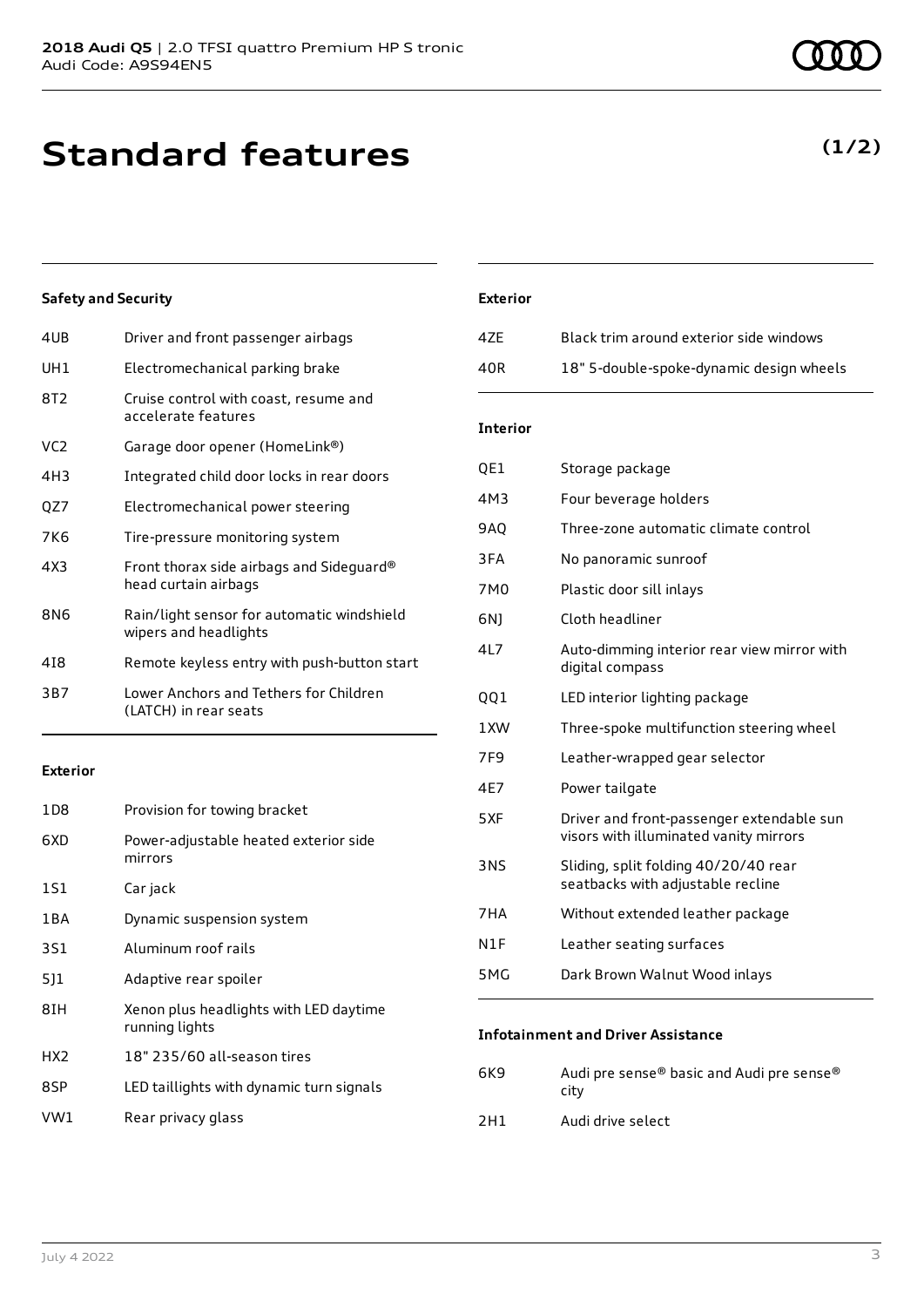# Standard features

**(1/2)**

### Safety and Security

| | |
|---|---|
| 4UB | Driver and front passenger airbags |
| UH1 | Electromechanical parking brake |
| 8T2 | Cruise control with coast, resume and accelerate features |
| VC2 | Garage door opener (HomeLink®) |
| 4H3 | Integrated child door locks in rear doors |
| QZ7 | Electromechanical power steering |
| 7K6 | Tire-pressure monitoring system |
| 4X3 | Front thorax side airbags and Sideguard® head curtain airbags |
| 8N6 | Rain/light sensor for automatic windshield wipers and headlights |
| 4I8 | Remote keyless entry with push-button start |
| 3B7 | Lower Anchors and Tethers for Children (LATCH) in rear seats |

### Exterior

| | |
|---|---|
| 1D8 | Provision for towing bracket |
| 6XD | Power-adjustable heated exterior side mirrors |
| 1S1 | Car jack |
| 1BA | Dynamic suspension system |
| 3S1 | Aluminum roof rails |
| 5J1 | Adaptive rear spoiler |
| 8IH | Xenon plus headlights with LED daytime running lights |
| HX2 | 18" 235/60 all-season tires |
| 8SP | LED taillights with dynamic turn signals |
| VW1 | Rear privacy glass |

### Exterior

| | |
|---|---|
| 4ZE | Black trim around exterior side windows |
| 40R | 18" 5-double-spoke-dynamic design wheels |

### Interior

| | |
|---|---|
| QE1 | Storage package |
| 4M3 | Four beverage holders |
| 9AQ | Three-zone automatic climate control |
| 3FA | No panoramic sunroof |
| 7M0 | Plastic door sill inlays |
| 6NJ | Cloth headliner |
| 4L7 | Auto-dimming interior rear view mirror with digital compass |
| QQ1 | LED interior lighting package |
| 1XW | Three-spoke multifunction steering wheel |
| 7F9 | Leather-wrapped gear selector |
| 4E7 | Power tailgate |
| 5XF | Driver and front-passenger extendable sun visors with illuminated vanity mirrors |
| 3NS | Sliding, split folding 40/20/40 rear seatbacks with adjustable recline |
| 7HA | Without extended leather package |
| N1F | Leather seating surfaces |
| 5MG | Dark Brown Walnut Wood inlays |

### Infotainment and Driver Assistance

| | |
|---|---|
| 6K9 | Audi pre sense® basic and Audi pre sense® city |
| 2H1 | Audi drive select |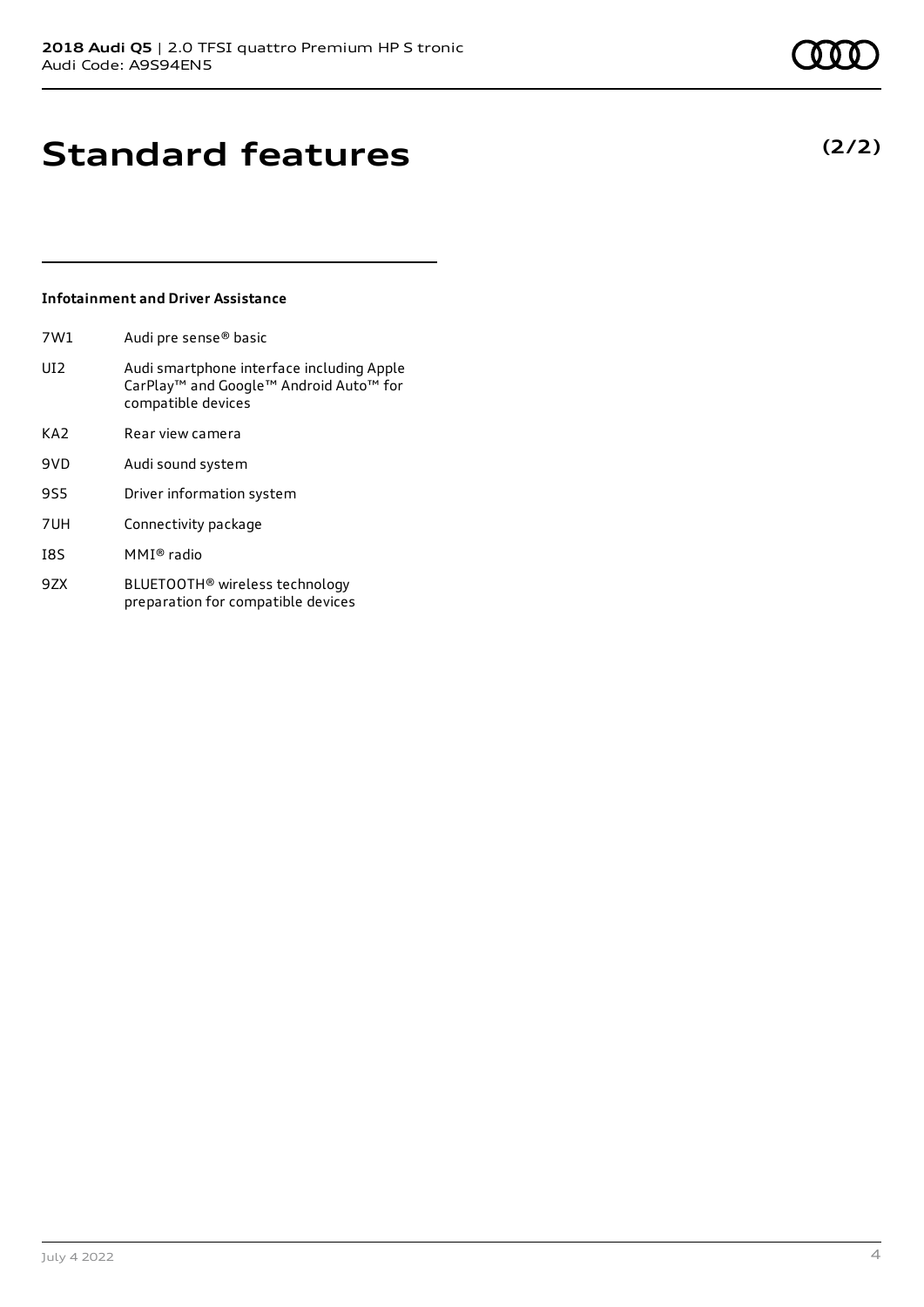# Standard features

**(2/2)**

### Infotainment and Driver Assistance

| Code | Feature |
| --- | --- |
| 7W1 | Audi pre sense® basic |
| UI2 | Audi smartphone interface including Apple CarPlay™ and Google™ Android Auto™ for compatible devices |
| KA2 | Rear view camera |
| 9VD | Audi sound system |
| 9S5 | Driver information system |
| 7UH | Connectivity package |
| I8S | MMI® radio |
| 9ZX | BLUETOOTH® wireless technology preparation for compatible devices |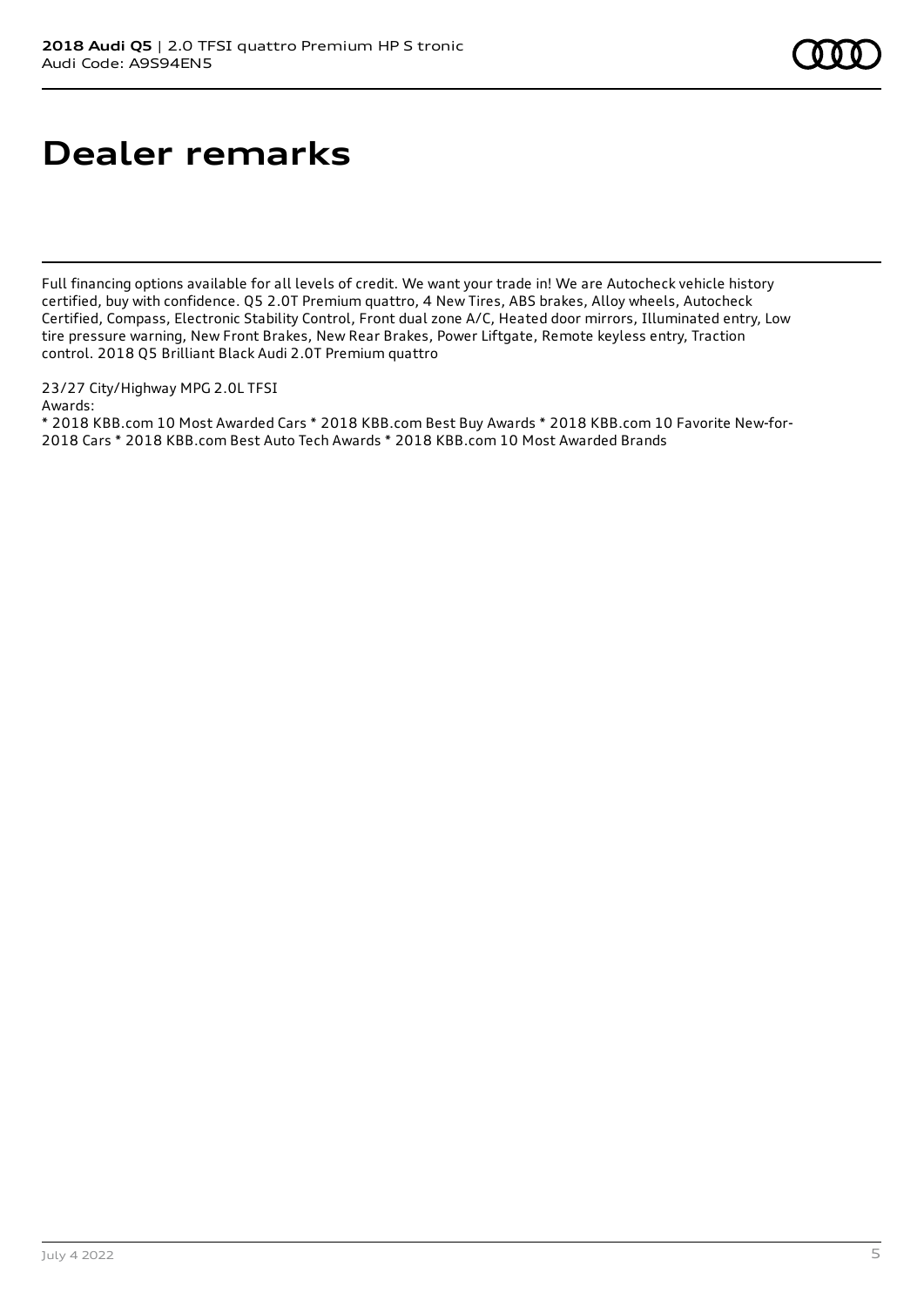# Dealer remarks

Full financing options available for all levels of credit. We want your trade in! We are Autocheck vehicle history certified, buy with confidence. Q5 2.0T Premium quattro, 4 New Tires, ABS brakes, Alloy wheels, Autocheck Certified, Compass, Electronic Stability Control, Front dual zone A/C, Heated door mirrors, Illuminated entry, Low tire pressure warning, New Front Brakes, New Rear Brakes, Power Liftgate, Remote keyless entry, Traction control. 2018 Q5 Brilliant Black Audi 2.0T Premium quattro

23/27 City/Highway MPG 2.0L TFSI
Awards:
* 2018 KBB.com 10 Most Awarded Cars * 2018 KBB.com Best Buy Awards * 2018 KBB.com 10 Favorite New-for-2018 Cars * 2018 KBB.com Best Auto Tech Awards * 2018 KBB.com 10 Most Awarded Brands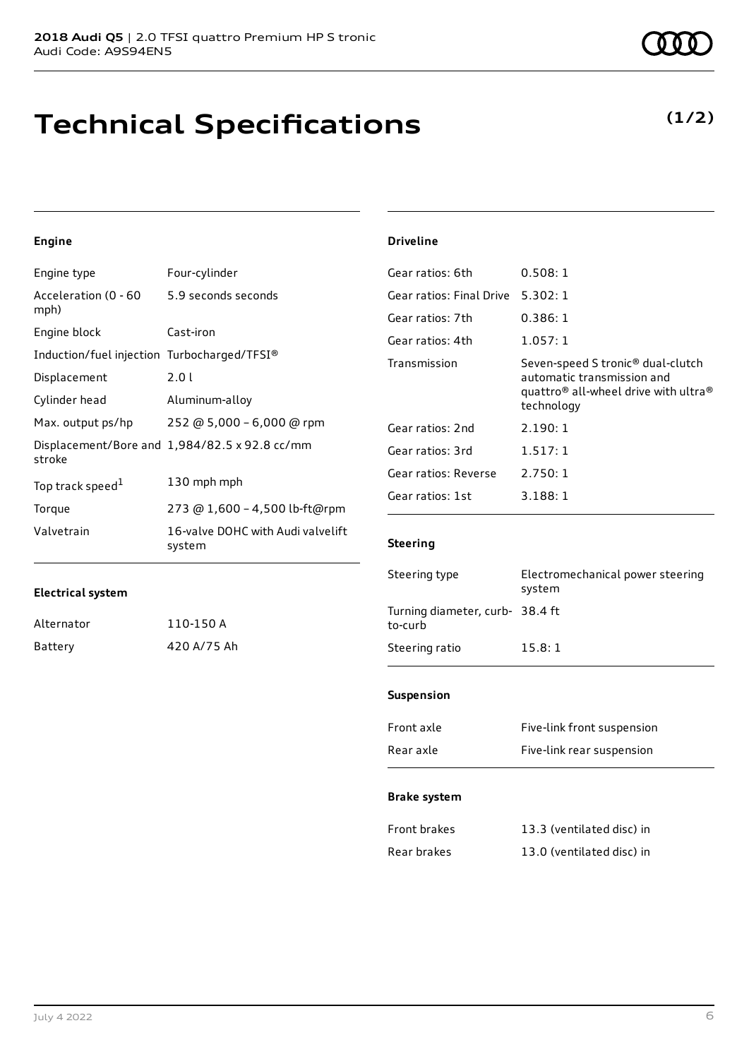# Technical Specifications

**(1/2)**

### Engine

| | |
|---|---|
| Engine type | Four-cylinder |
| Acceleration (0 - 60 mph) | 5.9 seconds seconds |
| Engine block | Cast-iron |
| Induction/fuel injection | Turbocharged/TFSI® |
| Displacement | 2.0 l |
| Cylinder head | Aluminum-alloy |
| Max. output ps/hp | 252 @ 5,000 – 6,000 @ rpm |
| Displacement/Bore and stroke | 1,984/82.5 x 92.8 cc/mm |
| Top track speed[1] | 130 mph mph |
| Torque | 273 @ 1,600 – 4,500 lb-ft@rpm |
| Valvetrain | 16-valve DOHC with Audi valvelift system |

### Electrical system

| | |
|---|---|
| Alternator | 110-150 A |
| Battery | 420 A/75 Ah |

### Driveline

| | |
|---|---|
| Gear ratios: 6th | 0.508: 1 |
| Gear ratios: Final Drive | 5.302: 1 |
| Gear ratios: 7th | 0.386: 1 |
| Gear ratios: 4th | 1.057: 1 |
| Transmission | Seven-speed S tronic® dual-clutch automatic transmission and quattro® all-wheel drive with ultra® technology |
| Gear ratios: 2nd | 2.190: 1 |
| Gear ratios: 3rd | 1.517: 1 |
| Gear ratios: Reverse | 2.750: 1 |
| Gear ratios: 1st | 3.188: 1 |

### Steering

| | |
|---|---|
| Steering type | Electromechanical power steering system |
| Turning diameter, curb-to-curb | 38.4 ft |
| Steering ratio | 15.8: 1 |

### Suspension

| | |
|---|---|
| Front axle | Five-link front suspension |
| Rear axle | Five-link rear suspension |

### Brake system

| | |
|---|---|
| Front brakes | 13.3 (ventilated disc) in |
| Rear brakes | 13.0 (ventilated disc) in |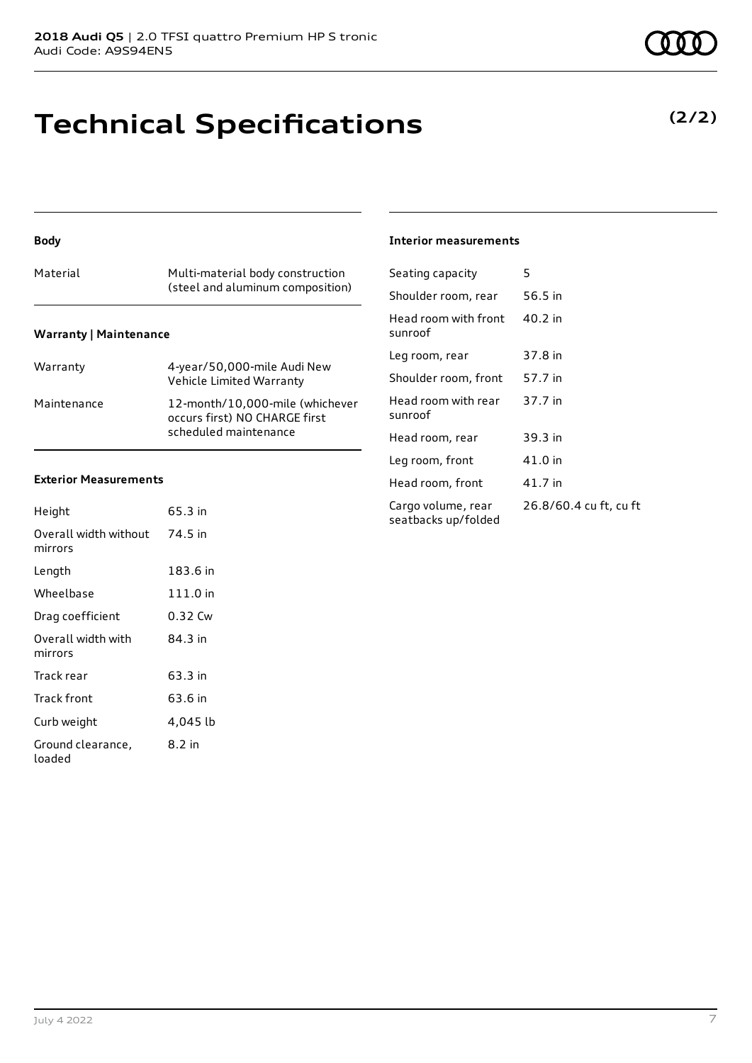# Technical Specifications

**(2/2)**

### Body

| | |
|---|---|
| Material | Multi-material body construction (steel and aluminum composition) |

### Warranty | Maintenance

| | |
|---|---|
| Warranty | 4-year/50,000-mile Audi New Vehicle Limited Warranty |
| Maintenance | 12-month/10,000-mile (whichever occurs first) NO CHARGE first scheduled maintenance |

### Exterior Measurements

| | |
|---|---|
| Height | 65.3 in |
| Overall width without mirrors | 74.5 in |
| Length | 183.6 in |
| Wheelbase | 111.0 in |
| Drag coefficient | 0.32 Cw |
| Overall width with mirrors | 84.3 in |
| Track rear | 63.3 in |
| Track front | 63.6 in |
| Curb weight | 4,045 lb |
| Ground clearance, loaded | 8.2 in |

### Interior measurements

| | |
|---|---|
| Seating capacity | 5 |
| Shoulder room, rear | 56.5 in |
| Head room with front sunroof | 40.2 in |
| Leg room, rear | 37.8 in |
| Shoulder room, front | 57.7 in |
| Head room with rear sunroof | 37.7 in |
| Head room, rear | 39.3 in |
| Leg room, front | 41.0 in |
| Head room, front | 41.7 in |
| Cargo volume, rear seatbacks up/folded | 26.8/60.4 cu ft, cu ft |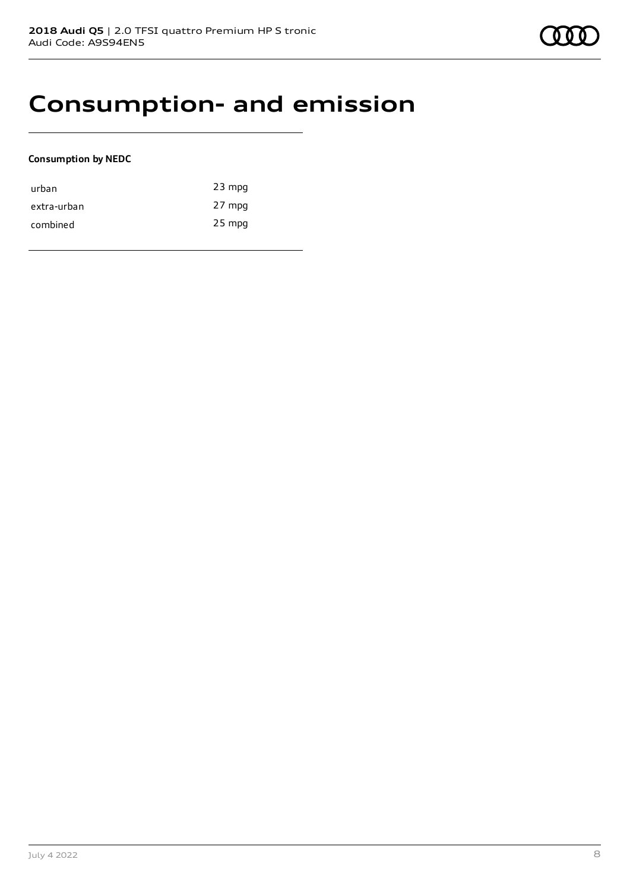# Consumption- and emission

**Consumption by NEDC**

| | |
|---|---|
| urban | 23 mpg |
| extra-urban | 27 mpg |
| combined | 25 mpg |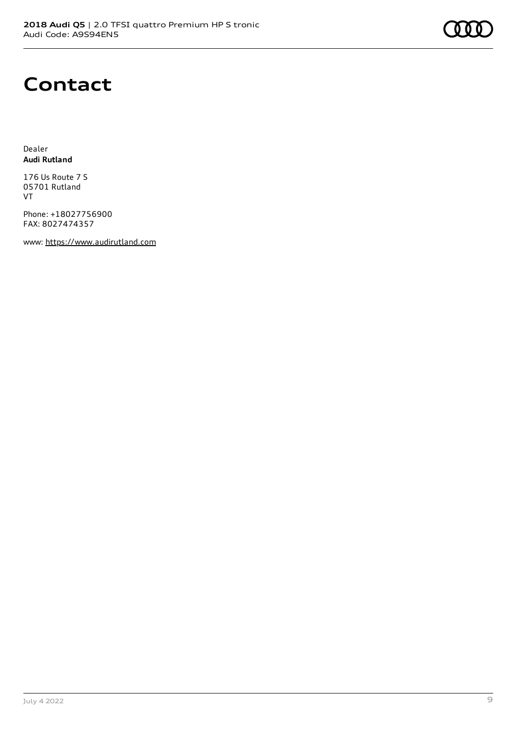# Contact

Dealer
**Audi Rutland**

176 Us Route 7 S
05701 Rutland
VT

Phone: +18027756900
FAX: 8027474357

www: https://www.audirutland.com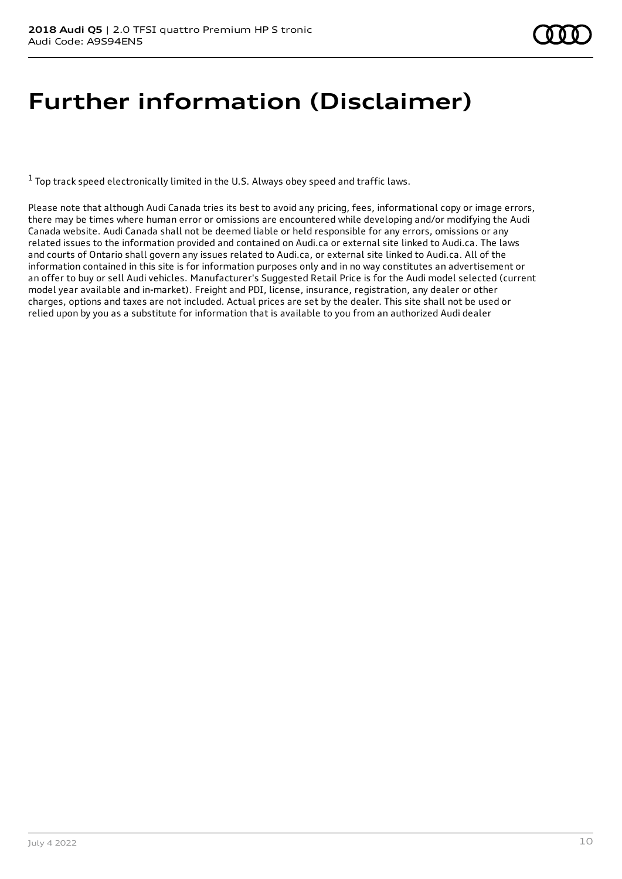# Further information (Disclaimer)

[1] Top track speed electronically limited in the U.S. Always obey speed and traffic laws.

Please note that although Audi Canada tries its best to avoid any pricing, fees, informational copy or image errors, there may be times where human error or omissions are encountered while developing and/or modifying the Audi Canada website. Audi Canada shall not be deemed liable or held responsible for any errors, omissions or any related issues to the information provided and contained on Audi.ca or external site linked to Audi.ca. The laws and courts of Ontario shall govern any issues related to Audi.ca, or external site linked to Audi.ca. All of the information contained in this site is for information purposes only and in no way constitutes an advertisement or an offer to buy or sell Audi vehicles. Manufacturer's Suggested Retail Price is for the Audi model selected (current model year available and in-market). Freight and PDI, license, insurance, registration, any dealer or other charges, options and taxes are not included. Actual prices are set by the dealer. This site shall not be used or relied upon by you as a substitute for information that is available to you from an authorized Audi dealer